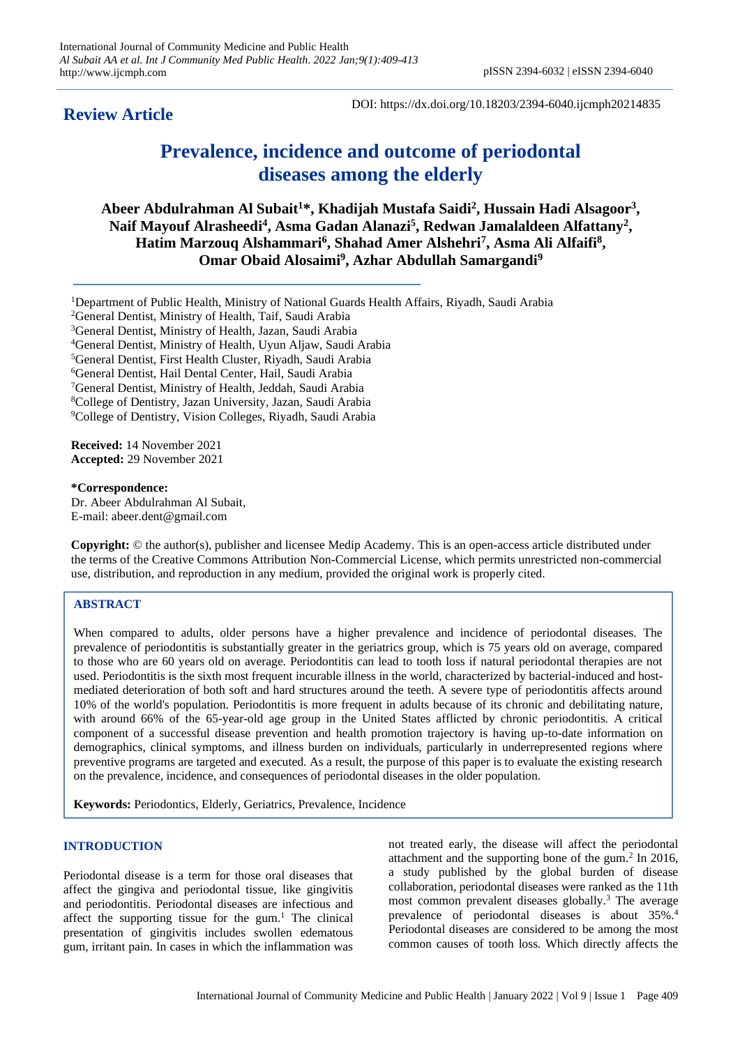**Review Article**

DOI: https://dx.doi.org/10.18203/2394-6040.ijcmph20214835

# Prevalence, incidence and outcome of periodontal diseases among the elderly

**Abeer Abdulrahman Al Subait[1]*, Khadijah Mustafa Saidi[2], Hussain Hadi Alsagoor[3], Naif Mayouf Alrasheedi[4], Asma Gadan Alanazi[5], Redwan Jamalaldeen Alfattany[2], Hatim Marzouq Alshammari[6], Shahad Amer Alshehri[7], Asma Ali Alfaifi[8], Omar Obaid Alosaimi[9], Azhar Abdullah Samargandi[9]**

[1]Department of Public Health, Ministry of National Guards Health Affairs, Riyadh, Saudi Arabia
[2]General Dentist, Ministry of Health, Taif, Saudi Arabia
[3]General Dentist, Ministry of Health, Jazan, Saudi Arabia
[4]General Dentist, Ministry of Health, Uyun Aljaw, Saudi Arabia
[5]General Dentist, First Health Cluster, Riyadh, Saudi Arabia
[6]General Dentist, Hail Dental Center, Hail, Saudi Arabia
[7]General Dentist, Ministry of Health, Jeddah, Saudi Arabia
[8]College of Dentistry, Jazan University, Jazan, Saudi Arabia
[9]College of Dentistry, Vision Colleges, Riyadh, Saudi Arabia

**Received:** 14 November 2021
**Accepted:** 29 November 2021

***Correspondence:**
Dr. Abeer Abdulrahman Al Subait,
E-mail: abeer.dent@gmail.com

**Copyright:** © the author(s), publisher and licensee Medip Academy. This is an open-access article distributed under the terms of the Creative Commons Attribution Non-Commercial License, which permits unrestricted non-commercial use, distribution, and reproduction in any medium, provided the original work is properly cited.

## ABSTRACT

When compared to adults, older persons have a higher prevalence and incidence of periodontal diseases. The prevalence of periodontitis is substantially greater in the geriatrics group, which is 75 years old on average, compared to those who are 60 years old on average. Periodontitis can lead to tooth loss if natural periodontal therapies are not used. Periodontitis is the sixth most frequent incurable illness in the world, characterized by bacterial-induced and host-mediated deterioration of both soft and hard structures around the teeth. A severe type of periodontitis affects around 10% of the world's population. Periodontitis is more frequent in adults because of its chronic and debilitating nature, with around 66% of the 65-year-old age group in the United States afflicted by chronic periodontitis. A critical component of a successful disease prevention and health promotion trajectory is having up-to-date information on demographics, clinical symptoms, and illness burden on individuals, particularly in underrepresented regions where preventive programs are targeted and executed. As a result, the purpose of this paper is to evaluate the existing research on the prevalence, incidence, and consequences of periodontal diseases in the older population.

**Keywords:** Periodontics, Elderly, Geriatrics, Prevalence, Incidence

## INTRODUCTION

Periodontal disease is a term for those oral diseases that affect the gingiva and periodontal tissue, like gingivitis and periodontitis. Periodontal diseases are infectious and affect the supporting tissue for the gum.[1] The clinical presentation of gingivitis includes swollen edematous gum, irritant pain. In cases in which the inflammation was not treated early, the disease will affect the periodontal attachment and the supporting bone of the gum.[2] In 2016, a study published by the global burden of disease collaboration, periodontal diseases were ranked as the 11th most common prevalent diseases globally.[3] The average prevalence of periodontal diseases is about 35%.[4] Periodontal diseases are considered to be among the most common causes of tooth loss. Which directly affects the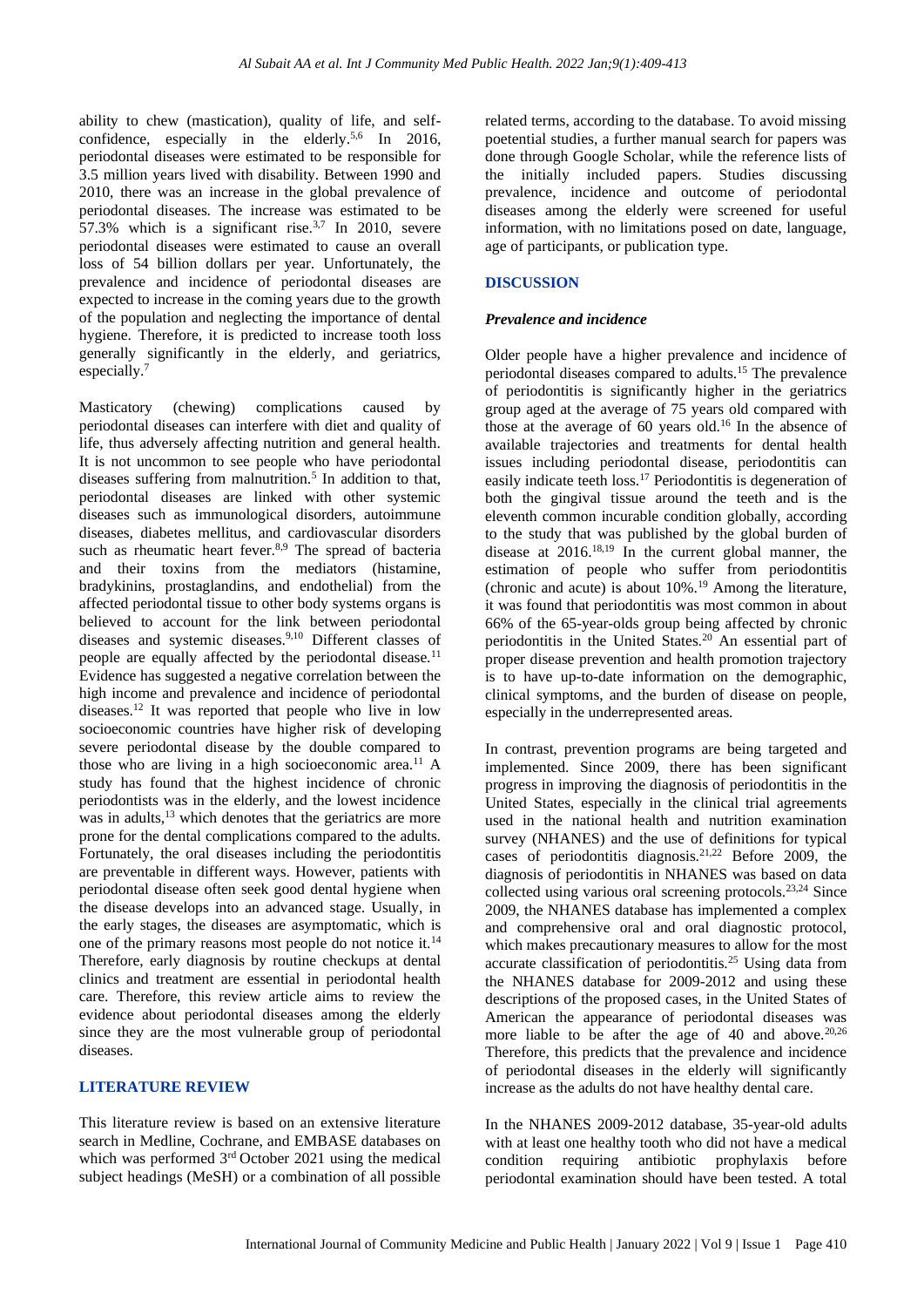ability to chew (mastication), quality of life, and self-confidence, especially in the elderly.[5,6] In 2016, periodontal diseases were estimated to be responsible for 3.5 million years lived with disability. Between 1990 and 2010, there was an increase in the global prevalence of periodontal diseases. The increase was estimated to be 57.3% which is a significant rise.[3,7] In 2010, severe periodontal diseases were estimated to cause an overall loss of 54 billion dollars per year. Unfortunately, the prevalence and incidence of periodontal diseases are expected to increase in the coming years due to the growth of the population and neglecting the importance of dental hygiene. Therefore, it is predicted to increase tooth loss generally significantly in the elderly, and geriatrics, especially.[7]

Masticatory (chewing) complications caused by periodontal diseases can interfere with diet and quality of life, thus adversely affecting nutrition and general health. It is not uncommon to see people who have periodontal diseases suffering from malnutrition.[5] In addition to that, periodontal diseases are linked with other systemic diseases such as immunological disorders, autoimmune diseases, diabetes mellitus, and cardiovascular disorders such as rheumatic heart fever.[8,9] The spread of bacteria and their toxins from the mediators (histamine, bradykinins, prostaglandins, and endothelial) from the affected periodontal tissue to other body systems organs is believed to account for the link between periodontal diseases and systemic diseases.[9,10] Different classes of people are equally affected by the periodontal disease.[11] Evidence has suggested a negative correlation between the high income and prevalence and incidence of periodontal diseases.[12] It was reported that people who live in low socioeconomic countries have higher risk of developing severe periodontal disease by the double compared to those who are living in a high socioeconomic area.[11] A study has found that the highest incidence of chronic periodontists was in the elderly, and the lowest incidence was in adults,[13] which denotes that the geriatrics are more prone for the dental complications compared to the adults. Fortunately, the oral diseases including the periodontitis are preventable in different ways. However, patients with periodontal disease often seek good dental hygiene when the disease develops into an advanced stage. Usually, in the early stages, the diseases are asymptomatic, which is one of the primary reasons most people do not notice it.[14] Therefore, early diagnosis by routine checkups at dental clinics and treatment are essential in periodontal health care. Therefore, this review article aims to review the evidence about periodontal diseases among the elderly since they are the most vulnerable group of periodontal diseases.

## LITERATURE REVIEW

This literature review is based on an extensive literature search in Medline, Cochrane, and EMBASE databases on which was performed 3rd October 2021 using the medical subject headings (MeSH) or a combination of all possible related terms, according to the database. To avoid missing poetential studies, a further manual search for papers was done through Google Scholar, while the reference lists of the initially included papers. Studies discussing prevalence, incidence and outcome of periodontal diseases among the elderly were screened for useful information, with no limitations posed on date, language, age of participants, or publication type.

## DISCUSSION

### *Prevalence and incidence*

Older people have a higher prevalence and incidence of periodontal diseases compared to adults.[15] The prevalence of periodontitis is significantly higher in the geriatrics group aged at the average of 75 years old compared with those at the average of 60 years old.[16] In the absence of available trajectories and treatments for dental health issues including periodontal disease, periodontitis can easily indicate teeth loss.[17] Periodontitis is degeneration of both the gingival tissue around the teeth and is the eleventh common incurable condition globally, according to the study that was published by the global burden of disease at 2016.[18,19] In the current global manner, the estimation of people who suffer from periodontitis (chronic and acute) is about 10%.[19] Among the literature, it was found that periodontitis was most common in about 66% of the 65-year-olds group being affected by chronic periodontitis in the United States.[20] An essential part of proper disease prevention and health promotion trajectory is to have up-to-date information on the demographic, clinical symptoms, and the burden of disease on people, especially in the underrepresented areas.

In contrast, prevention programs are being targeted and implemented. Since 2009, there has been significant progress in improving the diagnosis of periodontitis in the United States, especially in the clinical trial agreements used in the national health and nutrition examination survey (NHANES) and the use of definitions for typical cases of periodontitis diagnosis.[21,22] Before 2009, the diagnosis of periodontitis in NHANES was based on data collected using various oral screening protocols.[23,24] Since 2009, the NHANES database has implemented a complex and comprehensive oral and oral diagnostic protocol, which makes precautionary measures to allow for the most accurate classification of periodontitis.[25] Using data from the NHANES database for 2009-2012 and using these descriptions of the proposed cases, in the United States of American the appearance of periodontal diseases was more liable to be after the age of 40 and above.[20,26] Therefore, this predicts that the prevalence and incidence of periodontal diseases in the elderly will significantly increase as the adults do not have healthy dental care.

In the NHANES 2009-2012 database, 35-year-old adults with at least one healthy tooth who did not have a medical condition requiring antibiotic prophylaxis before periodontal examination should have been tested. A total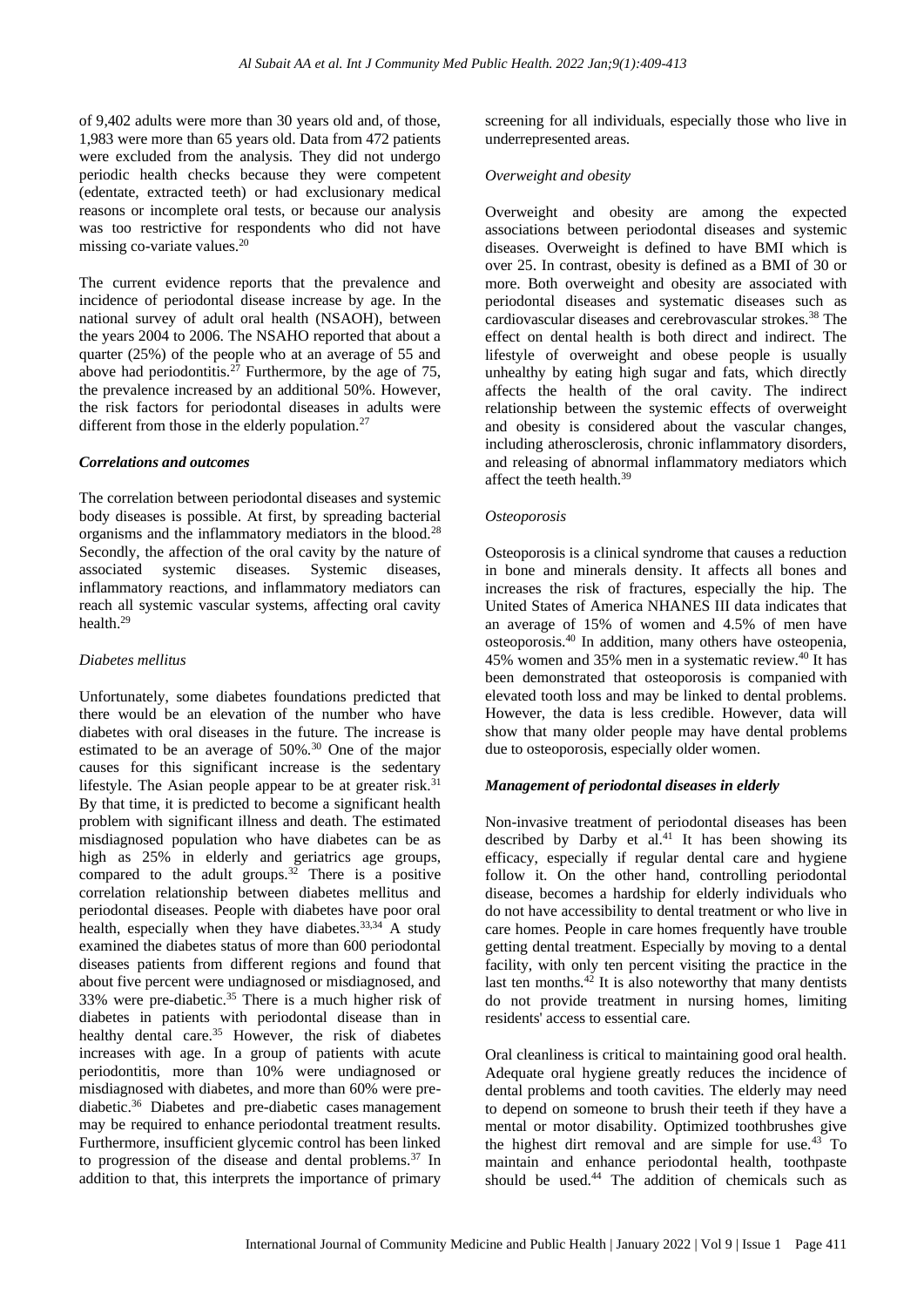of 9,402 adults were more than 30 years old and, of those, 1,983 were more than 65 years old. Data from 472 patients were excluded from the analysis. They did not undergo periodic health checks because they were competent (edentate, extracted teeth) or had exclusionary medical reasons or incomplete oral tests, or because our analysis was too restrictive for respondents who did not have missing co-variate values.[20]

The current evidence reports that the prevalence and incidence of periodontal disease increase by age. In the national survey of adult oral health (NSAOH), between the years 2004 to 2006. The NSAHO reported that about a quarter (25%) of the people who at an average of 55 and above had periodontitis.[27] Furthermore, by the age of 75, the prevalence increased by an additional 50%. However, the risk factors for periodontal diseases in adults were different from those in the elderly population.[27]

### *Correlations and outcomes*

The correlation between periodontal diseases and systemic body diseases is possible. At first, by spreading bacterial organisms and the inflammatory mediators in the blood.[28] Secondly, the affection of the oral cavity by the nature of associated systemic diseases. Systemic diseases, inflammatory reactions, and inflammatory mediators can reach all systemic vascular systems, affecting oral cavity health.[29]

#### *Diabetes mellitus*

Unfortunately, some diabetes foundations predicted that there would be an elevation of the number who have diabetes with oral diseases in the future. The increase is estimated to be an average of 50%.[30] One of the major causes for this significant increase is the sedentary lifestyle. The Asian people appear to be at greater risk.[31] By that time, it is predicted to become a significant health problem with significant illness and death. The estimated misdiagnosed population who have diabetes can be as high as 25% in elderly and geriatrics age groups, compared to the adult groups.[32] There is a positive correlation relationship between diabetes mellitus and periodontal diseases. People with diabetes have poor oral health, especially when they have diabetes.[33,34] A study examined the diabetes status of more than 600 periodontal diseases patients from different regions and found that about five percent were undiagnosed or misdiagnosed, and 33% were pre-diabetic.[35] There is a much higher risk of diabetes in patients with periodontal disease than in healthy dental care.[35] However, the risk of diabetes increases with age. In a group of patients with acute periodontitis, more than 10% were undiagnosed or misdiagnosed with diabetes, and more than 60% were pre-diabetic.[36] Diabetes and pre-diabetic cases management may be required to enhance periodontal treatment results. Furthermore, insufficient glycemic control has been linked to progression of the disease and dental problems.[37] In addition to that, this interprets the importance of primary screening for all individuals, especially those who live in underrepresented areas.

#### *Overweight and obesity*

Overweight and obesity are among the expected associations between periodontal diseases and systemic diseases. Overweight is defined to have BMI which is over 25. In contrast, obesity is defined as a BMI of 30 or more. Both overweight and obesity are associated with periodontal diseases and systematic diseases such as cardiovascular diseases and cerebrovascular strokes.[38] The effect on dental health is both direct and indirect. The lifestyle of overweight and obese people is usually unhealthy by eating high sugar and fats, which directly affects the health of the oral cavity. The indirect relationship between the systemic effects of overweight and obesity is considered about the vascular changes, including atherosclerosis, chronic inflammatory disorders, and releasing of abnormal inflammatory mediators which affect the teeth health.[39]

#### *Osteoporosis*

Osteoporosis is a clinical syndrome that causes a reduction in bone and minerals density. It affects all bones and increases the risk of fractures, especially the hip. The United States of America NHANES III data indicates that an average of 15% of women and 4.5% of men have osteoporosis.[40] In addition, many others have osteopenia, 45% women and 35% men in a systematic review.[40] It has been demonstrated that osteoporosis is companied with elevated tooth loss and may be linked to dental problems. However, the data is less credible. However, data will show that many older people may have dental problems due to osteoporosis, especially older women.

### *Management of periodontal diseases in elderly*

Non-invasive treatment of periodontal diseases has been described by Darby et al.[41] It has been showing its efficacy, especially if regular dental care and hygiene follow it. On the other hand, controlling periodontal disease, becomes a hardship for elderly individuals who do not have accessibility to dental treatment or who live in care homes. People in care homes frequently have trouble getting dental treatment. Especially by moving to a dental facility, with only ten percent visiting the practice in the last ten months.[42] It is also noteworthy that many dentists do not provide treatment in nursing homes, limiting residents' access to essential care.

Oral cleanliness is critical to maintaining good oral health. Adequate oral hygiene greatly reduces the incidence of dental problems and tooth cavities. The elderly may need to depend on someone to brush their teeth if they have a mental or motor disability. Optimized toothbrushes give the highest dirt removal and are simple for use.[43] To maintain and enhance periodontal health, toothpaste should be used.[44] The addition of chemicals such as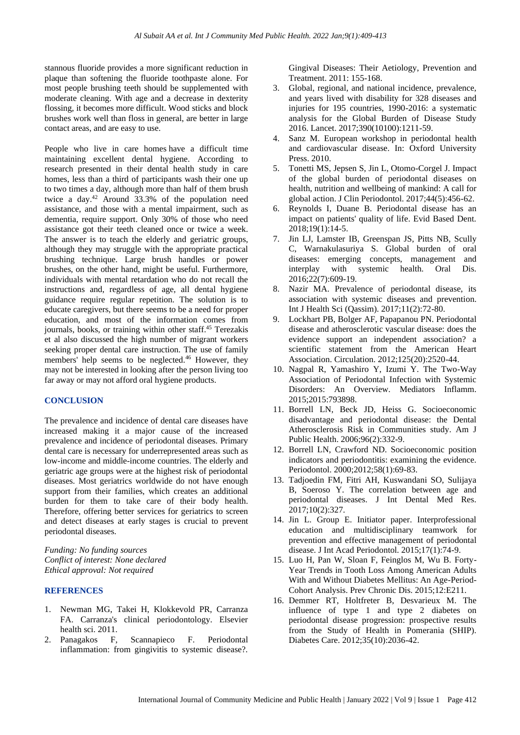stannous fluoride provides a more significant reduction in plaque than softening the fluoride toothpaste alone. For most people brushing teeth should be supplemented with moderate cleaning. With age and a decrease in dexterity flossing, it becomes more difficult. Wood sticks and block brushes work well than floss in general, are better in large contact areas, and are easy to use.

People who live in care homes have a difficult time maintaining excellent dental hygiene. According to research presented in their dental health study in care homes, less than a third of participants wash their one up to two times a day, although more than half of them brush twice a day.[42] Around 33.3% of the population need assistance, and those with a mental impairment, such as dementia, require support. Only 30% of those who need assistance got their teeth cleaned once or twice a week. The answer is to teach the elderly and geriatric groups, although they may struggle with the appropriate practical brushing technique. Large brush handles or power brushes, on the other hand, might be useful. Furthermore, individuals with mental retardation who do not recall the instructions and, regardless of age, all dental hygiene guidance require regular repetition. The solution is to educate caregivers, but there seems to be a need for proper education, and most of the information comes from journals, books, or training within other staff.[45] Terezakis et al also discussed the high number of migrant workers seeking proper dental care instruction. The use of family members' help seems to be neglected.[46] However, they may not be interested in looking after the person living too far away or may not afford oral hygiene products.

## CONCLUSION

The prevalence and incidence of dental care diseases have increased making it a major cause of the increased prevalence and incidence of periodontal diseases. Primary dental care is necessary for underrepresented areas such as low-income and middle-income countries. The elderly and geriatric age groups were at the highest risk of periodontal diseases. Most geriatrics worldwide do not have enough support from their families, which creates an additional burden for them to take care of their body health. Therefore, offering better services for geriatrics to screen and detect diseases at early stages is crucial to prevent periodontal diseases.

*Funding: No funding sources*
*Conflict of interest: None declared*
*Ethical approval: Not required*

## REFERENCES

1. Newman MG, Takei H, Klokkevold PR, Carranza FA. Carranza's clinical periodontology. Elsevier health sci. 2011.
2. Panagakos F, Scannapieco F. Periodontal inflammation: from gingivitis to systemic disease?. Gingival Diseases: Their Aetiology, Prevention and Treatment. 2011: 155-168.
3. Global, regional, and national incidence, prevalence, and years lived with disability for 328 diseases and injuries for 195 countries, 1990-2016: a systematic analysis for the Global Burden of Disease Study 2016. Lancet. 2017;390(10100):1211-59.
4. Sanz M. European workshop in periodontal health and cardiovascular disease. In: Oxford University Press. 2010.
5. Tonetti MS, Jepsen S, Jin L, Otomo-Corgel J. Impact of the global burden of periodontal diseases on health, nutrition and wellbeing of mankind: A call for global action. J Clin Periodontol. 2017;44(5):456-62.
6. Reynolds I, Duane B. Periodontal disease has an impact on patients' quality of life. Evid Based Dent. 2018;19(1):14-5.
7. Jin LJ, Lamster IB, Greenspan JS, Pitts NB, Scully C, Warnakulasuriya S. Global burden of oral diseases: emerging concepts, management and interplay with systemic health. Oral Dis. 2016;22(7):609-19.
8. Nazir MA. Prevalence of periodontal disease, its association with systemic diseases and prevention. Int J Health Sci (Qassim). 2017;11(2):72-80.
9. Lockhart PB, Bolger AF, Papapanou PN. Periodontal disease and atherosclerotic vascular disease: does the evidence support an independent association? a scientific statement from the American Heart Association. Circulation. 2012;125(20):2520-44.
10. Nagpal R, Yamashiro Y, Izumi Y. The Two-Way Association of Periodontal Infection with Systemic Disorders: An Overview. Mediators Inflamm. 2015;2015:793898.
11. Borrell LN, Beck JD, Heiss G. Socioeconomic disadvantage and periodontal disease: the Dental Atherosclerosis Risk in Communities study. Am J Public Health. 2006;96(2):332-9.
12. Borrell LN, Crawford ND. Socioeconomic position indicators and periodontitis: examining the evidence. Periodontol. 2000;2012;58(1):69-83.
13. Tadjoedin FM, Fitri AH, Kuswandani SO, Sulijaya B, Soeroso Y. The correlation between age and periodontal diseases. J Int Dental Med Res. 2017;10(2):327.
14. Jin L. Group E. Initiator paper. Interprofessional education and multidisciplinary teamwork for prevention and effective management of periodontal disease. J Int Acad Periodontol. 2015;17(1):74-9.
15. Luo H, Pan W, Sloan F, Feinglos M, Wu B. Forty-Year Trends in Tooth Loss Among American Adults With and Without Diabetes Mellitus: An Age-Period-Cohort Analysis. Prev Chronic Dis. 2015;12:E211.
16. Demmer RT, Holtfreter B, Desvarieux M. The influence of type 1 and type 2 diabetes on periodontal disease progression: prospective results from the Study of Health in Pomerania (SHIP). Diabetes Care. 2012;35(10):2036-42.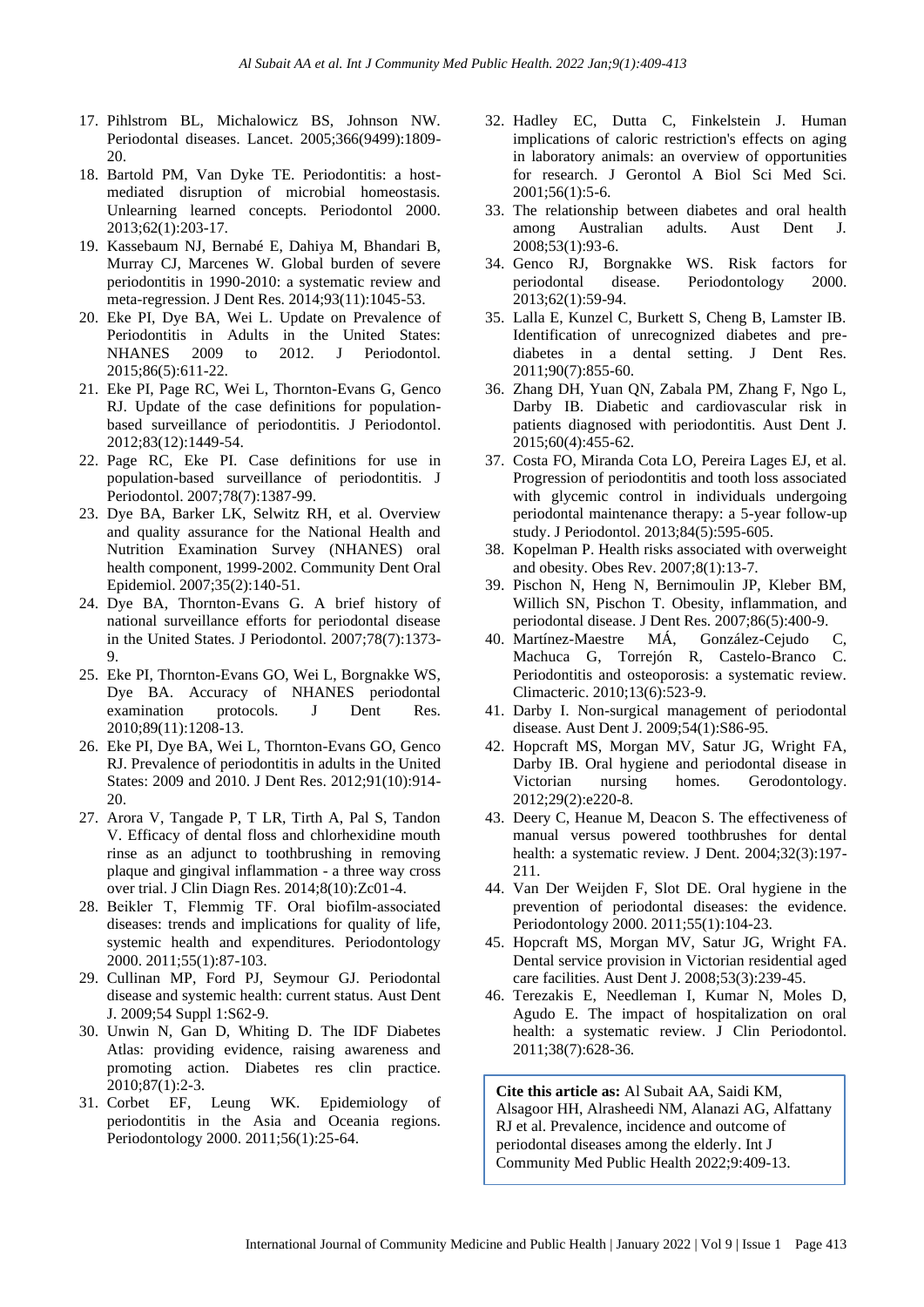17. Pihlstrom BL, Michalowicz BS, Johnson NW. Periodontal diseases. Lancet. 2005;366(9499):1809-20.
18. Bartold PM, Van Dyke TE. Periodontitis: a host-mediated disruption of microbial homeostasis. Unlearning learned concepts. Periodontol 2000. 2013;62(1):203-17.
19. Kassebaum NJ, Bernabé E, Dahiya M, Bhandari B, Murray CJ, Marcenes W. Global burden of severe periodontitis in 1990-2010: a systematic review and meta-regression. J Dent Res. 2014;93(11):1045-53.
20. Eke PI, Dye BA, Wei L. Update on Prevalence of Periodontitis in Adults in the United States: NHANES 2009 to 2012. J Periodontol. 2015;86(5):611-22.
21. Eke PI, Page RC, Wei L, Thornton-Evans G, Genco RJ. Update of the case definitions for population-based surveillance of periodontitis. J Periodontol. 2012;83(12):1449-54.
22. Page RC, Eke PI. Case definitions for use in population-based surveillance of periodontitis. J Periodontol. 2007;78(7):1387-99.
23. Dye BA, Barker LK, Selwitz RH, et al. Overview and quality assurance for the National Health and Nutrition Examination Survey (NHANES) oral health component, 1999-2002. Community Dent Oral Epidemiol. 2007;35(2):140-51.
24. Dye BA, Thornton-Evans G. A brief history of national surveillance efforts for periodontal disease in the United States. J Periodontol. 2007;78(7):1373-9.
25. Eke PI, Thornton-Evans GO, Wei L, Borgnakke WS, Dye BA. Accuracy of NHANES periodontal examination protocols. J Dent Res. 2010;89(11):1208-13.
26. Eke PI, Dye BA, Wei L, Thornton-Evans GO, Genco RJ. Prevalence of periodontitis in adults in the United States: 2009 and 2010. J Dent Res. 2012;91(10):914-20.
27. Arora V, Tangade P, T LR, Tirth A, Pal S, Tandon V. Efficacy of dental floss and chlorhexidine mouth rinse as an adjunct to toothbrushing in removing plaque and gingival inflammation - a three way cross over trial. J Clin Diagn Res. 2014;8(10):Zc01-4.
28. Beikler T, Flemmig TF. Oral biofilm-associated diseases: trends and implications for quality of life, systemic health and expenditures. Periodontology 2000. 2011;55(1):87-103.
29. Cullinan MP, Ford PJ, Seymour GJ. Periodontal disease and systemic health: current status. Aust Dent J. 2009;54 Suppl 1:S62-9.
30. Unwin N, Gan D, Whiting D. The IDF Diabetes Atlas: providing evidence, raising awareness and promoting action. Diabetes res clin practice. 2010;87(1):2-3.
31. Corbet EF, Leung WK. Epidemiology of periodontitis in the Asia and Oceania regions. Periodontology 2000. 2011;56(1):25-64.
32. Hadley EC, Dutta C, Finkelstein J. Human implications of caloric restriction's effects on aging in laboratory animals: an overview of opportunities for research. J Gerontol A Biol Sci Med Sci. 2001;56(1):5-6.
33. The relationship between diabetes and oral health among Australian adults. Aust Dent J. 2008;53(1):93-6.
34. Genco RJ, Borgnakke WS. Risk factors for periodontal disease. Periodontology 2000. 2013;62(1):59-94.
35. Lalla E, Kunzel C, Burkett S, Cheng B, Lamster IB. Identification of unrecognized diabetes and pre-diabetes in a dental setting. J Dent Res. 2011;90(7):855-60.
36. Zhang DH, Yuan QN, Zabala PM, Zhang F, Ngo L, Darby IB. Diabetic and cardiovascular risk in patients diagnosed with periodontitis. Aust Dent J. 2015;60(4):455-62.
37. Costa FO, Miranda Cota LO, Pereira Lages EJ, et al. Progression of periodontitis and tooth loss associated with glycemic control in individuals undergoing periodontal maintenance therapy: a 5-year follow-up study. J Periodontol. 2013;84(5):595-605.
38. Kopelman P. Health risks associated with overweight and obesity. Obes Rev. 2007;8(1):13-7.
39. Pischon N, Heng N, Bernimoulin JP, Kleber BM, Willich SN, Pischon T. Obesity, inflammation, and periodontal disease. J Dent Res. 2007;86(5):400-9.
40. Martínez-Maestre MÁ, González-Cejudo C, Machuca G, Torrejón R, Castelo-Branco C. Periodontitis and osteoporosis: a systematic review. Climacteric. 2010;13(6):523-9.
41. Darby I. Non-surgical management of periodontal disease. Aust Dent J. 2009;54(1):S86-95.
42. Hopcraft MS, Morgan MV, Satur JG, Wright FA, Darby IB. Oral hygiene and periodontal disease in Victorian nursing homes. Gerodontology. 2012;29(2):e220-8.
43. Deery C, Heanue M, Deacon S. The effectiveness of manual versus powered toothbrushes for dental health: a systematic review. J Dent. 2004;32(3):197-211.
44. Van Der Weijden F, Slot DE. Oral hygiene in the prevention of periodontal diseases: the evidence. Periodontology 2000. 2011;55(1):104-23.
45. Hopcraft MS, Morgan MV, Satur JG, Wright FA. Dental service provision in Victorian residential aged care facilities. Aust Dent J. 2008;53(3):239-45.
46. Terezakis E, Needleman I, Kumar N, Moles D, Agudo E. The impact of hospitalization on oral health: a systematic review. J Clin Periodontol. 2011;38(7):628-36.

**Cite this article as:** Al Subait AA, Saidi KM, Alsagoor HH, Alrasheedi NM, Alanazi AG, Alfattany RJ et al. Prevalence, incidence and outcome of periodontal diseases among the elderly. Int J Community Med Public Health 2022;9:409-13.